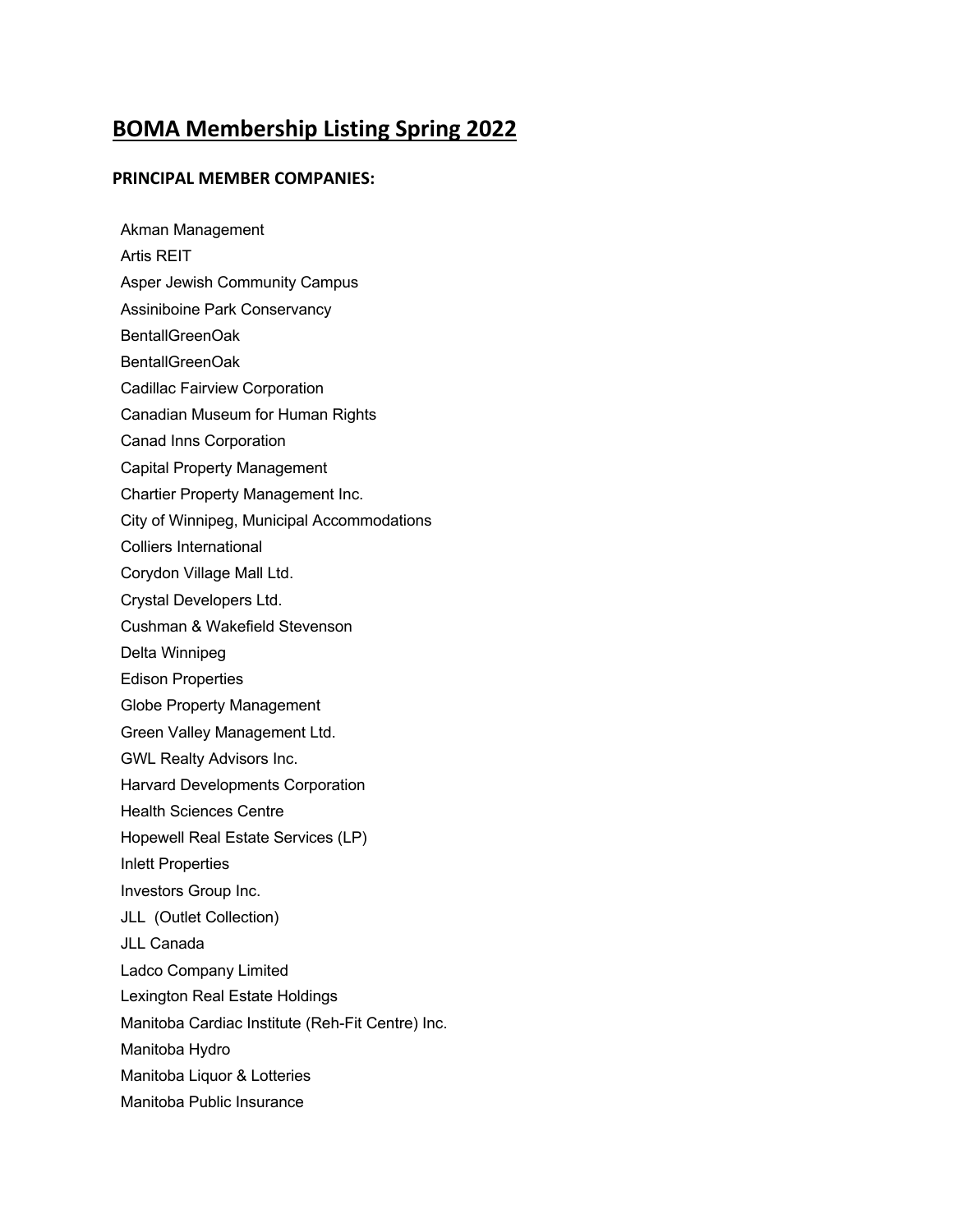# BOMA Membership Listing Spring 2022

### PRINCIPAL MEMBER COMPANIES:

Akman Management
Artis REIT
Asper Jewish Community Campus
Assiniboine Park Conservancy
BentallGreenOak
BentallGreenOak
Cadillac Fairview Corporation
Canadian Museum for Human Rights
Canad Inns Corporation
Capital Property Management
Chartier Property Management Inc.
City of Winnipeg, Municipal Accommodations
Colliers International
Corydon Village Mall Ltd.
Crystal Developers Ltd.
Cushman & Wakefield Stevenson
Delta Winnipeg
Edison Properties
Globe Property Management
Green Valley Management Ltd.
GWL Realty Advisors Inc.
Harvard Developments Corporation
Health Sciences Centre
Hopewell Real Estate Services (LP)
Inlett Properties
Investors Group Inc.
JLL (Outlet Collection)
JLL Canada
Ladco Company Limited
Lexington Real Estate Holdings
Manitoba Cardiac Institute (Reh-Fit Centre) Inc.
Manitoba Hydro
Manitoba Liquor & Lotteries
Manitoba Public Insurance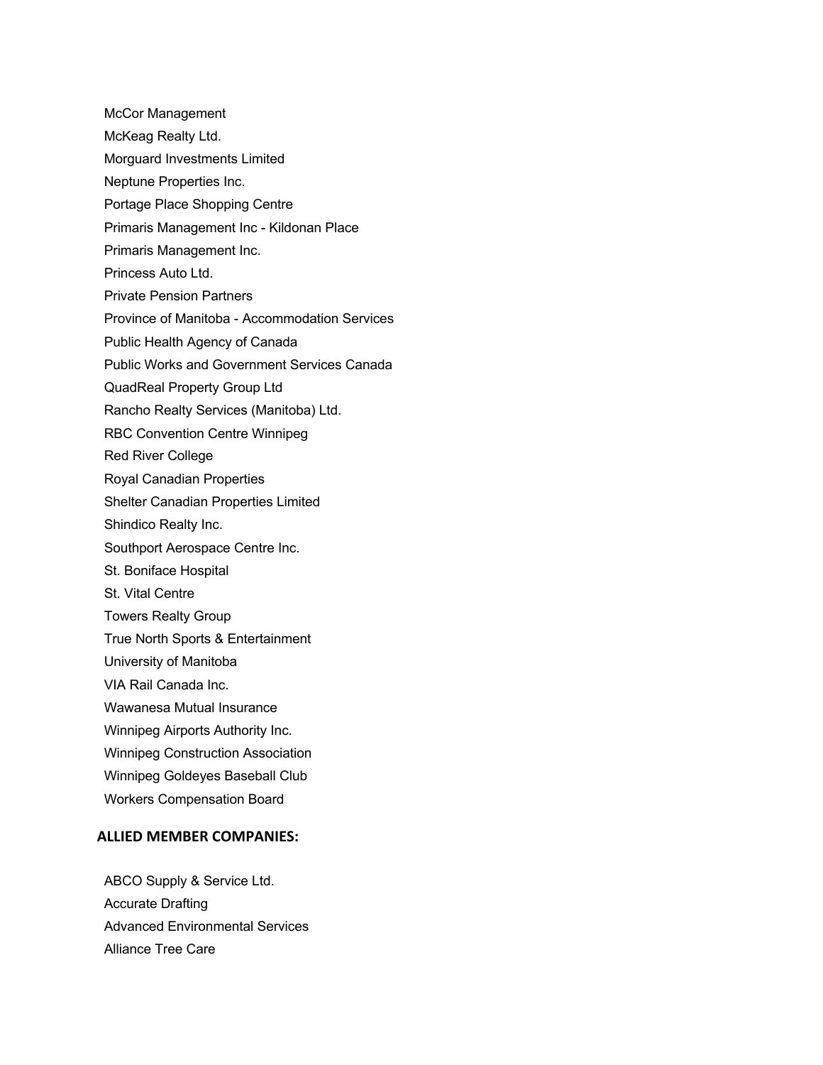McCor Management

McKeag Realty Ltd.

Morguard Investments Limited

Neptune Properties Inc.

Portage Place Shopping Centre

Primaris Management Inc - Kildonan Place

Primaris Management Inc.

Princess Auto Ltd.

Private Pension Partners

Province of Manitoba - Accommodation Services

Public Health Agency of Canada

Public Works and Government Services Canada

QuadReal Property Group Ltd

Rancho Realty Services (Manitoba) Ltd.

RBC Convention Centre Winnipeg

Red River College

Royal Canadian Properties

Shelter Canadian Properties Limited

Shindico Realty Inc.

Southport Aerospace Centre Inc.

St. Boniface Hospital

St. Vital Centre

Towers Realty Group

True North Sports & Entertainment

University of Manitoba

VIA Rail Canada Inc.

Wawanesa Mutual Insurance

Winnipeg Airports Authority Inc.

Winnipeg Construction Association

Winnipeg Goldeyes Baseball Club

Workers Compensation Board

**ALLIED MEMBER COMPANIES:**

ABCO Supply & Service Ltd.

Accurate Drafting

Advanced Environmental Services

Alliance Tree Care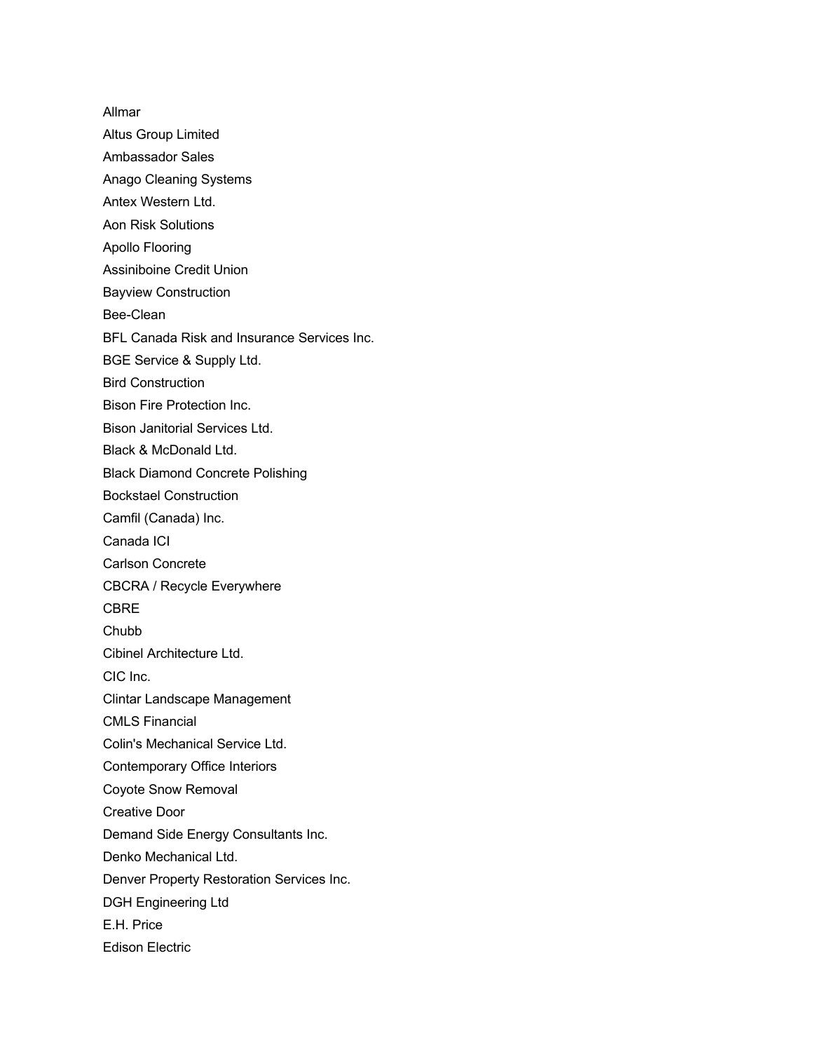Allmar

Altus Group Limited

Ambassador Sales

Anago Cleaning Systems

Antex Western Ltd.

Aon Risk Solutions

Apollo Flooring

Assiniboine Credit Union

Bayview Construction

Bee-Clean

BFL Canada Risk and Insurance Services Inc.

BGE Service & Supply Ltd.

Bird Construction

Bison Fire Protection Inc.

Bison Janitorial Services Ltd.

Black & McDonald Ltd.

Black Diamond Concrete Polishing

Bockstael Construction

Camfil (Canada) Inc.

Canada ICI

Carlson Concrete

CBCRA / Recycle Everywhere

CBRE

Chubb

Cibinel Architecture Ltd.

CIC Inc.

Clintar Landscape Management

CMLS Financial

Colin's Mechanical Service Ltd.

Contemporary Office Interiors

Coyote Snow Removal

Creative Door

Demand Side Energy Consultants Inc.

Denko Mechanical Ltd.

Denver Property Restoration Services Inc.

DGH Engineering Ltd

E.H. Price

Edison Electric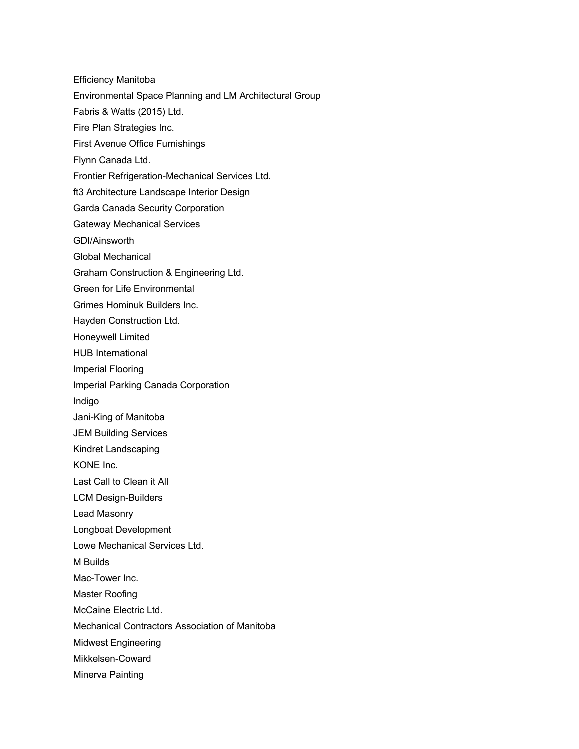Efficiency Manitoba

Environmental Space Planning and LM Architectural Group

Fabris & Watts (2015) Ltd.

Fire Plan Strategies Inc.

First Avenue Office Furnishings

Flynn Canada Ltd.

Frontier Refrigeration-Mechanical Services Ltd.

ft3 Architecture Landscape Interior Design

Garda Canada Security Corporation

Gateway Mechanical Services

GDI/Ainsworth

Global Mechanical

Graham Construction & Engineering Ltd.

Green for Life Environmental

Grimes Hominuk Builders Inc.

Hayden Construction Ltd.

Honeywell Limited

HUB International

Imperial Flooring

Imperial Parking Canada Corporation

Indigo

Jani-King of Manitoba

JEM Building Services

Kindret Landscaping

KONE Inc.

Last Call to Clean it All

LCM Design-Builders

Lead Masonry

Longboat Development

Lowe Mechanical Services Ltd.

M Builds

Mac-Tower Inc.

Master Roofing

McCaine Electric Ltd.

Mechanical Contractors Association of Manitoba

Midwest Engineering

Mikkelsen-Coward

Minerva Painting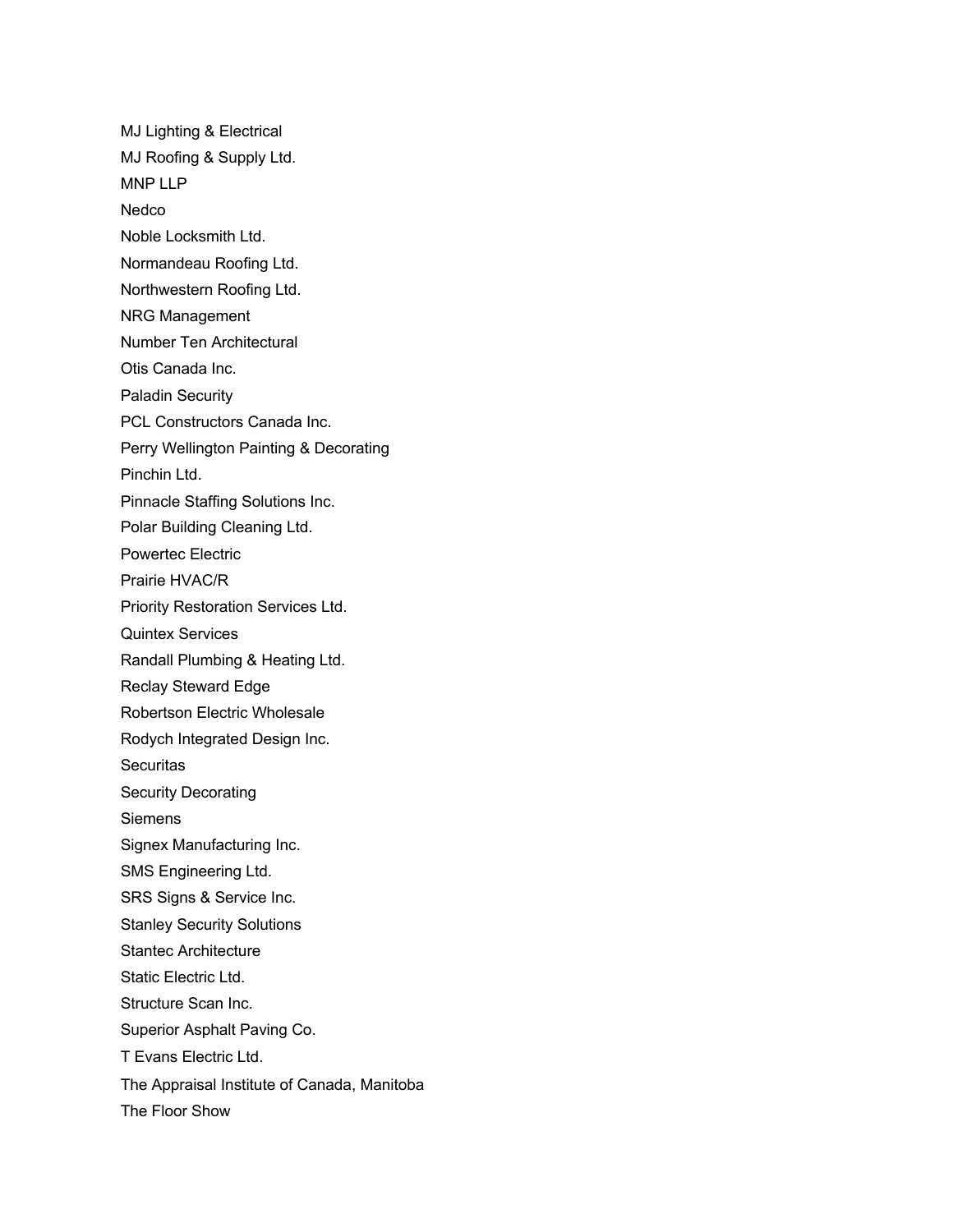MJ Lighting & Electrical

MJ Roofing & Supply Ltd.

MNP LLP

Nedco

Noble Locksmith Ltd.

Normandeau Roofing Ltd.

Northwestern Roofing Ltd.

NRG Management

Number Ten Architectural

Otis Canada Inc.

Paladin Security

PCL Constructors Canada Inc.

Perry Wellington Painting & Decorating

Pinchin Ltd.

Pinnacle Staffing Solutions Inc.

Polar Building Cleaning Ltd.

Powertec Electric

Prairie HVAC/R

Priority Restoration Services Ltd.

Quintex Services

Randall Plumbing & Heating Ltd.

Reclay Steward Edge

Robertson Electric Wholesale

Rodych Integrated Design Inc.

Securitas

Security Decorating

Siemens

Signex Manufacturing Inc.

SMS Engineering Ltd.

SRS Signs & Service Inc.

Stanley Security Solutions

Stantec Architecture

Static Electric Ltd.

Structure Scan Inc.

Superior Asphalt Paving Co.

T Evans Electric Ltd.

The Appraisal Institute of Canada, Manitoba

The Floor Show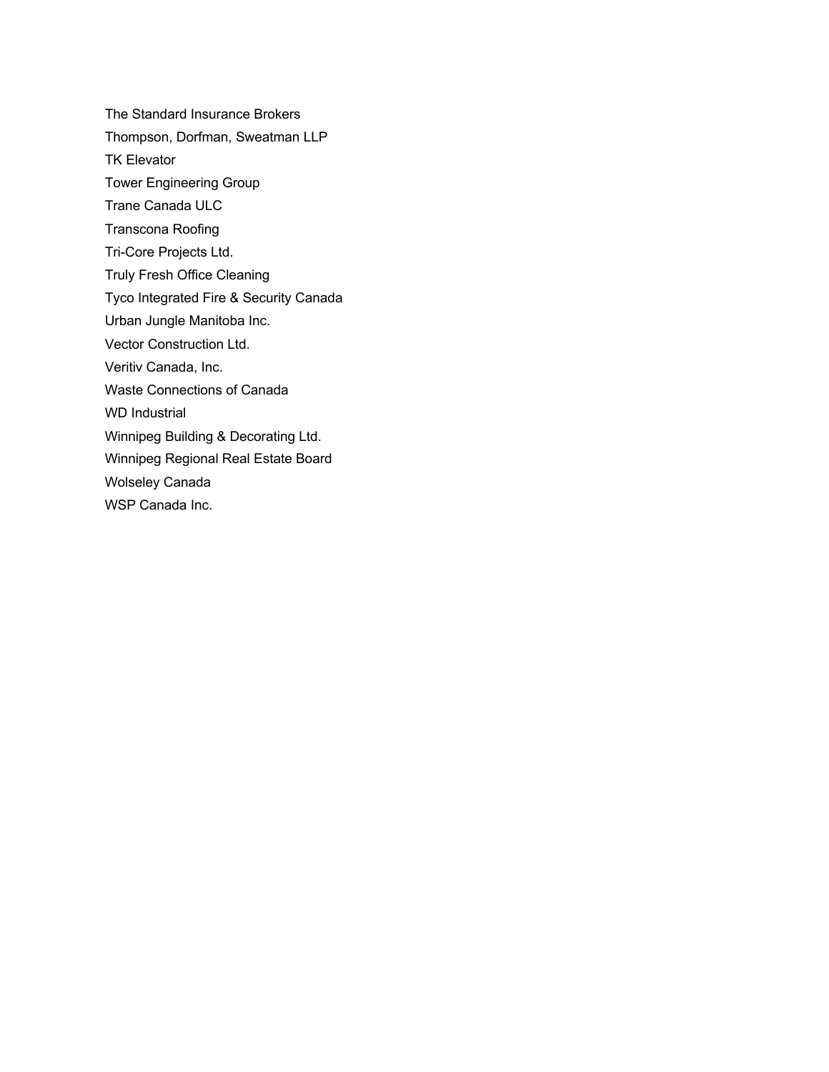The Standard Insurance Brokers

Thompson, Dorfman, Sweatman LLP

TK Elevator

Tower Engineering Group

Trane Canada ULC

Transcona Roofing

Tri-Core Projects Ltd.

Truly Fresh Office Cleaning

Tyco Integrated Fire & Security Canada

Urban Jungle Manitoba Inc.

Vector Construction Ltd.

Veritiv Canada, Inc.

Waste Connections of Canada

WD Industrial

Winnipeg Building & Decorating Ltd.

Winnipeg Regional Real Estate Board

Wolseley Canada

WSP Canada Inc.